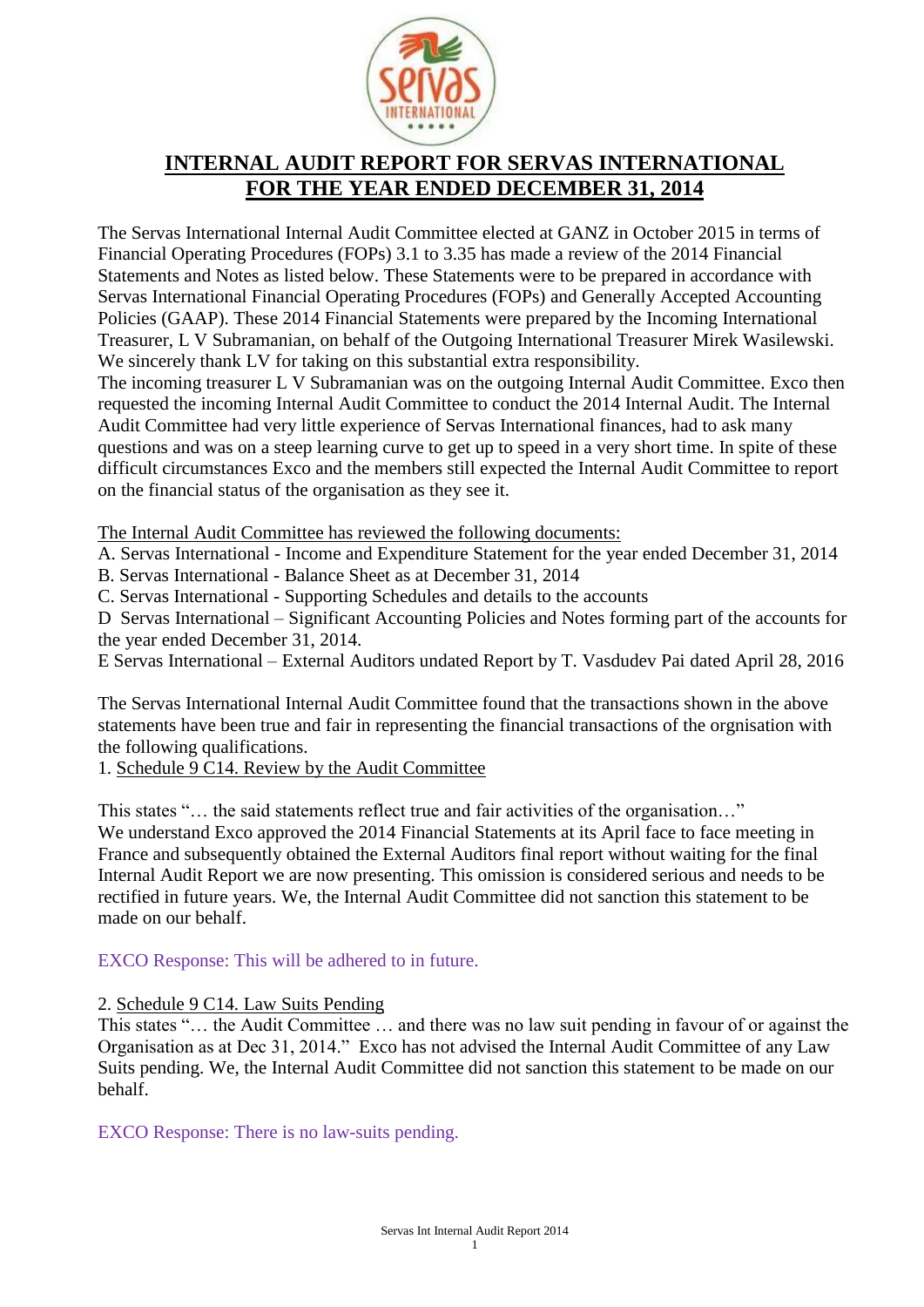# INTERNAL AUDIT REPORT FOR SERVAS INTERNATIONAL FOR THE YEAR ENDED DECEMBER 31, 2014

The Servas International Internal Audit Committee elected at GANZ in October 2015 in terms of Financial Operating Procedures (FOPs) 3.1 to 3.35 has made a review of the 2014 Financial Statements and Notes as listed below. These Statements were to be prepared in accordance with Servas International Financial Operating Procedures (FOPs) and Generally Accepted Accounting Policies (GAAP). These 2014 Financial Statements were prepared by the Incoming International Treasurer, L V Subramanian, on behalf of the Outgoing International Treasurer Mirek Wasilewski. We sincerely thank LV for taking on this substantial extra responsibility.

The incoming treasurer L V Subramanian was on the outgoing Internal Audit Committee. Exco then requested the incoming Internal Audit Committee to conduct the 2014 Internal Audit. The Internal Audit Committee had very little experience of Servas International finances, had to ask many questions and was on a steep learning curve to get up to speed in a very short time. In spite of these difficult circumstances Exco and the members still expected the Internal Audit Committee to report on the financial status of the organisation as they see it.

The Internal Audit Committee has reviewed the following documents:

A. Servas International - Income and Expenditure Statement for the year ended December 31, 2014
B. Servas International - Balance Sheet as at December 31, 2014
C. Servas International - Supporting Schedules and details to the accounts
D Servas International – Significant Accounting Policies and Notes forming part of the accounts for the year ended December 31, 2014.
E Servas International – External Auditors undated Report by T. Vasdudev Pai dated April 28, 2016

The Servas International Internal Audit Committee found that the transactions shown in the above statements have been true and fair in representing the financial transactions of the orgnisation with the following qualifications.

1. Schedule 9 C14. Review by the Audit Committee

This states "… the said statements reflect true and fair activities of the organisation…"
We understand Exco approved the 2014 Financial Statements at its April face to face meeting in France and subsequently obtained the External Auditors final report without waiting for the final Internal Audit Report we are now presenting. This omission is considered serious and needs to be rectified in future years. We, the Internal Audit Committee did not sanction this statement to be made on our behalf.

EXCO Response: This will be adhered to in future.

2. Schedule 9 C14. Law Suits Pending

This states "… the Audit Committee … and there was no law suit pending in favour of or against the Organisation as at Dec 31, 2014." Exco has not advised the Internal Audit Committee of any Law Suits pending. We, the Internal Audit Committee did not sanction this statement to be made on our behalf.

EXCO Response: There is no law-suits pending.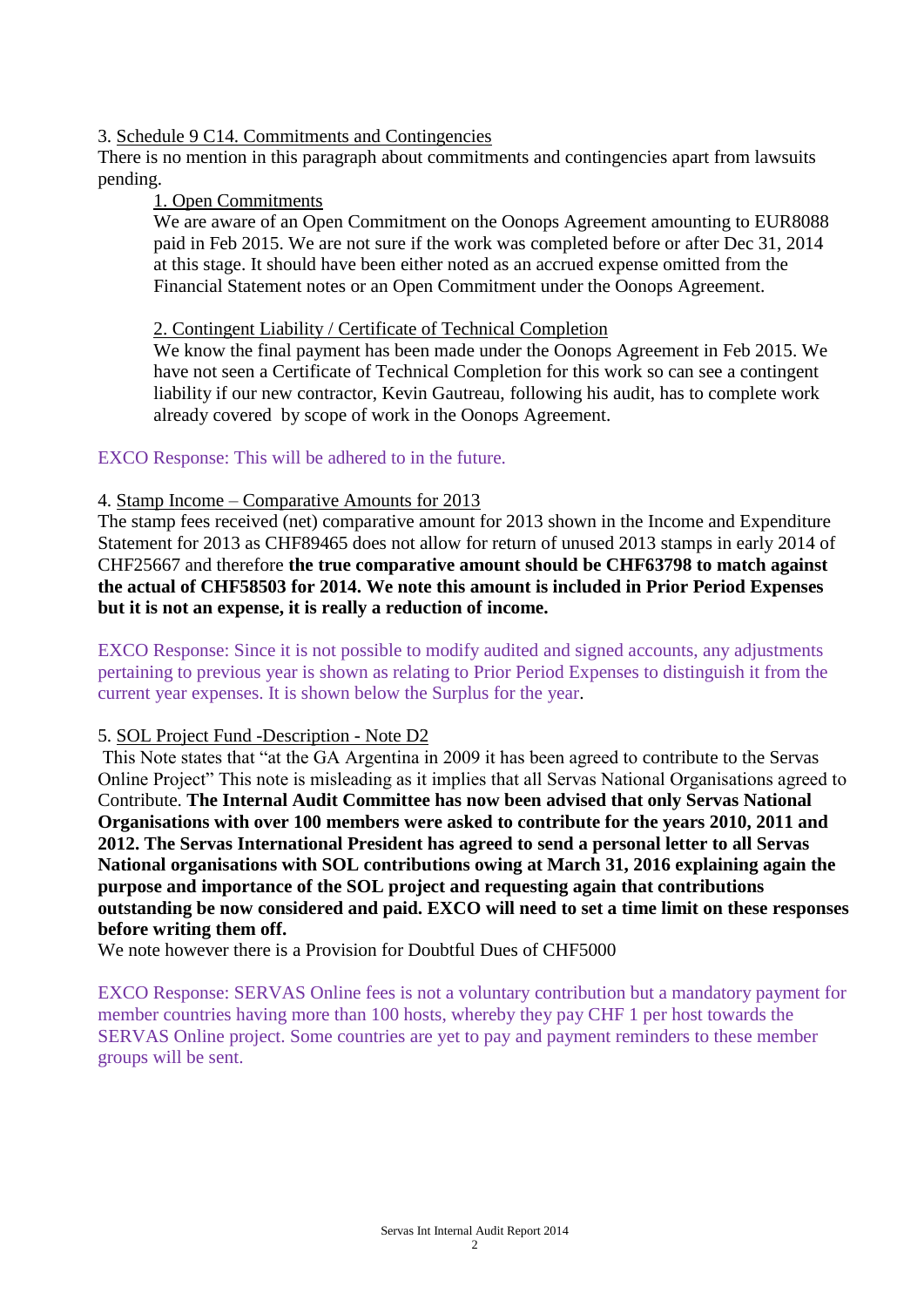3. Schedule 9 C14. Commitments and Contingencies

There is no mention in this paragraph about commitments and contingencies apart from lawsuits pending.

> 1. Open Commitments
>
> We are aware of an Open Commitment on the Oonops Agreement amounting to EUR8088 paid in Feb 2015. We are not sure if the work was completed before or after Dec 31, 2014 at this stage. It should have been either noted as an accrued expense omitted from the Financial Statement notes or an Open Commitment under the Oonops Agreement.
>
> 2. Contingent Liability / Certificate of Technical Completion
>
> We know the final payment has been made under the Oonops Agreement in Feb 2015. We have not seen a Certificate of Technical Completion for this work so can see a contingent liability if our new contractor, Kevin Gautreau, following his audit, has to complete work already covered by scope of work in the Oonops Agreement.

EXCO Response: This will be adhered to in the future.

4. Stamp Income – Comparative Amounts for 2013

The stamp fees received (net) comparative amount for 2013 shown in the Income and Expenditure Statement for 2013 as CHF89465 does not allow for return of unused 2013 stamps in early 2014 of CHF25667 and therefore **the true comparative amount should be CHF63798 to match against the actual of CHF58503 for 2014. We note this amount is included in Prior Period Expenses but it is not an expense, it is really a reduction of income.**

EXCO Response: Since it is not possible to modify audited and signed accounts, any adjustments pertaining to previous year is shown as relating to Prior Period Expenses to distinguish it from the current year expenses. It is shown below the Surplus for the year.

5. SOL Project Fund -Description - Note D2

This Note states that "at the GA Argentina in 2009 it has been agreed to contribute to the Servas Online Project" This note is misleading as it implies that all Servas National Organisations agreed to Contribute. **The Internal Audit Committee has now been advised that only Servas National Organisations with over 100 members were asked to contribute for the years 2010, 2011 and 2012. The Servas International President has agreed to send a personal letter to all Servas National organisations with SOL contributions owing at March 31, 2016 explaining again the purpose and importance of the SOL project and requesting again that contributions outstanding be now considered and paid. EXCO will need to set a time limit on these responses before writing them off.**

We note however there is a Provision for Doubtful Dues of CHF5000

EXCO Response: SERVAS Online fees is not a voluntary contribution but a mandatory payment for member countries having more than 100 hosts, whereby they pay CHF 1 per host towards the SERVAS Online project. Some countries are yet to pay and payment reminders to these member groups will be sent.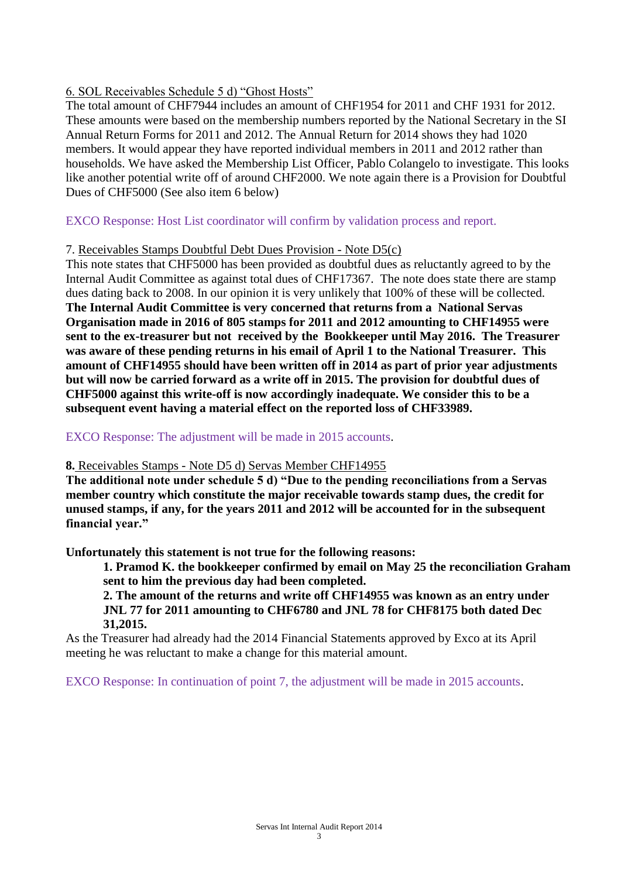6. <u>SOL Receivables Schedule 5 d) "Ghost Hosts"</u>

The total amount of CHF7944 includes an amount of CHF1954 for 2011 and CHF 1931 for 2012. These amounts were based on the membership numbers reported by the National Secretary in the SI Annual Return Forms for 2011 and 2012. The Annual Return for 2014 shows they had 1020 members. It would appear they have reported individual members in 2011 and 2012 rather than households. We have asked the Membership List Officer, Pablo Colangelo to investigate. This looks like another potential write off of around CHF2000. We note again there is a Provision for Doubtful Dues of CHF5000 (See also item 6 below)

EXCO Response: Host List coordinator will confirm by validation process and report.

7. <u>Receivables Stamps Doubtful Debt Dues Provision - Note D5(c)</u>

This note states that CHF5000 has been provided as doubtful dues as reluctantly agreed to by the Internal Audit Committee as against total dues of CHF17367. The note does state there are stamp dues dating back to 2008. In our opinion it is very unlikely that 100% of these will be collected. **The Internal Audit Committee is very concerned that returns from a National Servas Organisation made in 2016 of 805 stamps for 2011 and 2012 amounting to CHF14955 were sent to the ex-treasurer but not received by the Bookkeeper until May 2016. The Treasurer was aware of these pending returns in his email of April 1 to the National Treasurer. This amount of CHF14955 should have been written off in 2014 as part of prior year adjustments but will now be carried forward as a write off in 2015. The provision for doubtful dues of CHF5000 against this write-off is now accordingly inadequate. We consider this to be a subsequent event having a material effect on the reported loss of CHF33989.**

EXCO Response: The adjustment will be made in 2015 accounts.

**8.** <u>Receivables Stamps - Note D5 d) Servas Member CHF14955</u>

**The additional note under schedule 5 d) "Due to the pending reconciliations from a Servas member country which constitute the major receivable towards stamp dues, the credit for unused stamps, if any, for the years 2011 and 2012 will be accounted for in the subsequent financial year."**

**Unfortunately this statement is not true for the following reasons:**

> **1. Pramod K. the bookkeeper confirmed by email on May 25 the reconciliation Graham sent to him the previous day had been completed.**
>
> **2. The amount of the returns and write off CHF14955 was known as an entry under JNL 77 for 2011 amounting to CHF6780 and JNL 78 for CHF8175 both dated Dec 31,2015.**

As the Treasurer had already had the 2014 Financial Statements approved by Exco at its April meeting he was reluctant to make a change for this material amount.

EXCO Response: In continuation of point 7, the adjustment will be made in 2015 accounts.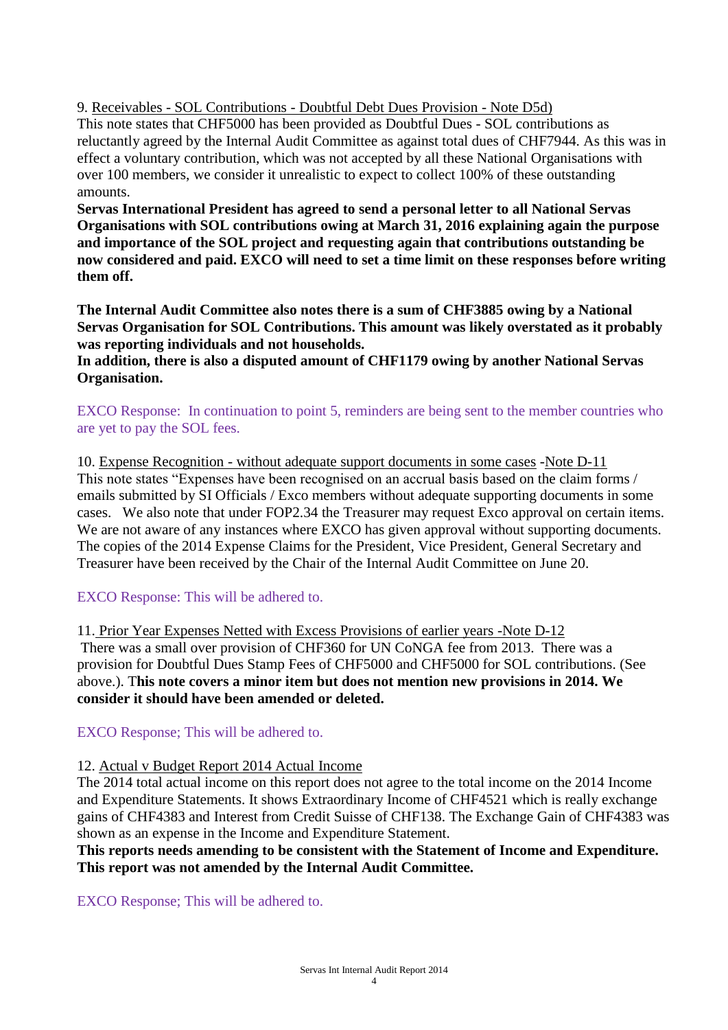9. Receivables - SOL Contributions - Doubtful Debt Dues Provision - Note D5d)
This note states that CHF5000 has been provided as Doubtful Dues - SOL contributions as reluctantly agreed by the Internal Audit Committee as against total dues of CHF7944. As this was in effect a voluntary contribution, which was not accepted by all these National Organisations with over 100 members, we consider it unrealistic to expect to collect 100% of these outstanding amounts.
**Servas International President has agreed to send a personal letter to all National Servas Organisations with SOL contributions owing at March 31, 2016 explaining again the purpose and importance of the SOL project and requesting again that contributions outstanding be now considered and paid. EXCO will need to set a time limit on these responses before writing them off.**

**The Internal Audit Committee also notes there is a sum of CHF3885 owing by a National Servas Organisation for SOL Contributions. This amount was likely overstated as it probably was reporting individuals and not households.**
**In addition, there is also a disputed amount of CHF1179 owing by another National Servas Organisation.**

EXCO Response: In continuation to point 5, reminders are being sent to the member countries who are yet to pay the SOL fees.

10. Expense Recognition - without adequate support documents in some cases -Note D-11
This note states "Expenses have been recognised on an accrual basis based on the claim forms / emails submitted by SI Officials / Exco members without adequate supporting documents in some cases. We also note that under FOP2.34 the Treasurer may request Exco approval on certain items. We are not aware of any instances where EXCO has given approval without supporting documents. The copies of the 2014 Expense Claims for the President, Vice President, General Secretary and Treasurer have been received by the Chair of the Internal Audit Committee on June 20.

EXCO Response: This will be adhered to.

11. Prior Year Expenses Netted with Excess Provisions of earlier years -Note D-12
There was a small over provision of CHF360 for UN CoNGA fee from 2013. There was a provision for Doubtful Dues Stamp Fees of CHF5000 and CHF5000 for SOL contributions. (See above.). T**his note covers a minor item but does not mention new provisions in 2014. We consider it should have been amended or deleted.**

EXCO Response; This will be adhered to.

12. Actual v Budget Report 2014 Actual Income
The 2014 total actual income on this report does not agree to the total income on the 2014 Income and Expenditure Statements. It shows Extraordinary Income of CHF4521 which is really exchange gains of CHF4383 and Interest from Credit Suisse of CHF138. The Exchange Gain of CHF4383 was shown as an expense in the Income and Expenditure Statement.
**This reports needs amending to be consistent with the Statement of Income and Expenditure. This report was not amended by the Internal Audit Committee.**

EXCO Response; This will be adhered to.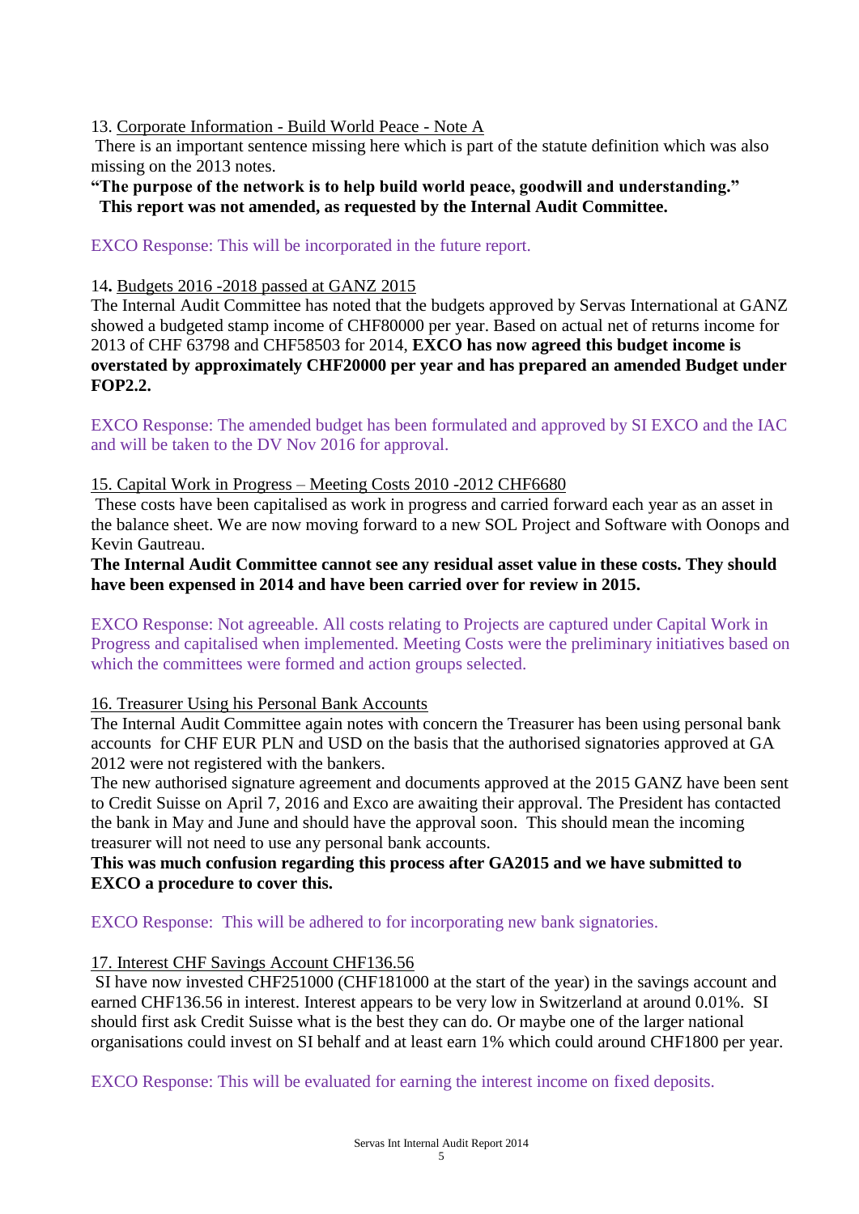13. <u>Corporate Information - Build World Peace - Note A</u>

There is an important sentence missing here which is part of the statute definition which was also missing on the 2013 notes.

**"The purpose of the network is to help build world peace, goodwill and understanding."**
**This report was not amended, as requested by the Internal Audit Committee.**

EXCO Response: This will be incorporated in the future report.

14. <u>Budgets 2016 -2018 passed at GANZ 2015</u>

The Internal Audit Committee has noted that the budgets approved by Servas International at GANZ showed a budgeted stamp income of CHF80000 per year. Based on actual net of returns income for 2013 of CHF 63798 and CHF58503 for 2014, **EXCO has now agreed this budget income is overstated by approximately CHF20000 per year and has prepared an amended Budget under FOP2.2.**

EXCO Response: The amended budget has been formulated and approved by SI EXCO and the IAC and will be taken to the DV Nov 2016 for approval.

15. <u>Capital Work in Progress – Meeting Costs 2010 -2012 CHF6680</u>

These costs have been capitalised as work in progress and carried forward each year as an asset in the balance sheet. We are now moving forward to a new SOL Project and Software with Oonops and Kevin Gautreau.

**The Internal Audit Committee cannot see any residual asset value in these costs. They should have been expensed in 2014 and have been carried over for review in 2015.**

EXCO Response: Not agreeable. All costs relating to Projects are captured under Capital Work in Progress and capitalised when implemented. Meeting Costs were the preliminary initiatives based on which the committees were formed and action groups selected.

16. <u>Treasurer Using his Personal Bank Accounts</u>

The Internal Audit Committee again notes with concern the Treasurer has been using personal bank accounts for CHF EUR PLN and USD on the basis that the authorised signatories approved at GA 2012 were not registered with the bankers.

The new authorised signature agreement and documents approved at the 2015 GANZ have been sent to Credit Suisse on April 7, 2016 and Exco are awaiting their approval. The President has contacted the bank in May and June and should have the approval soon. This should mean the incoming treasurer will not need to use any personal bank accounts.

**This was much confusion regarding this process after GA2015 and we have submitted to EXCO a procedure to cover this.**

EXCO Response: This will be adhered to for incorporating new bank signatories.

17. <u>Interest CHF Savings Account CHF136.56</u>

SI have now invested CHF251000 (CHF181000 at the start of the year) in the savings account and earned CHF136.56 in interest. Interest appears to be very low in Switzerland at around 0.01%. SI should first ask Credit Suisse what is the best they can do. Or maybe one of the larger national organisations could invest on SI behalf and at least earn 1% which could around CHF1800 per year.

EXCO Response: This will be evaluated for earning the interest income on fixed deposits.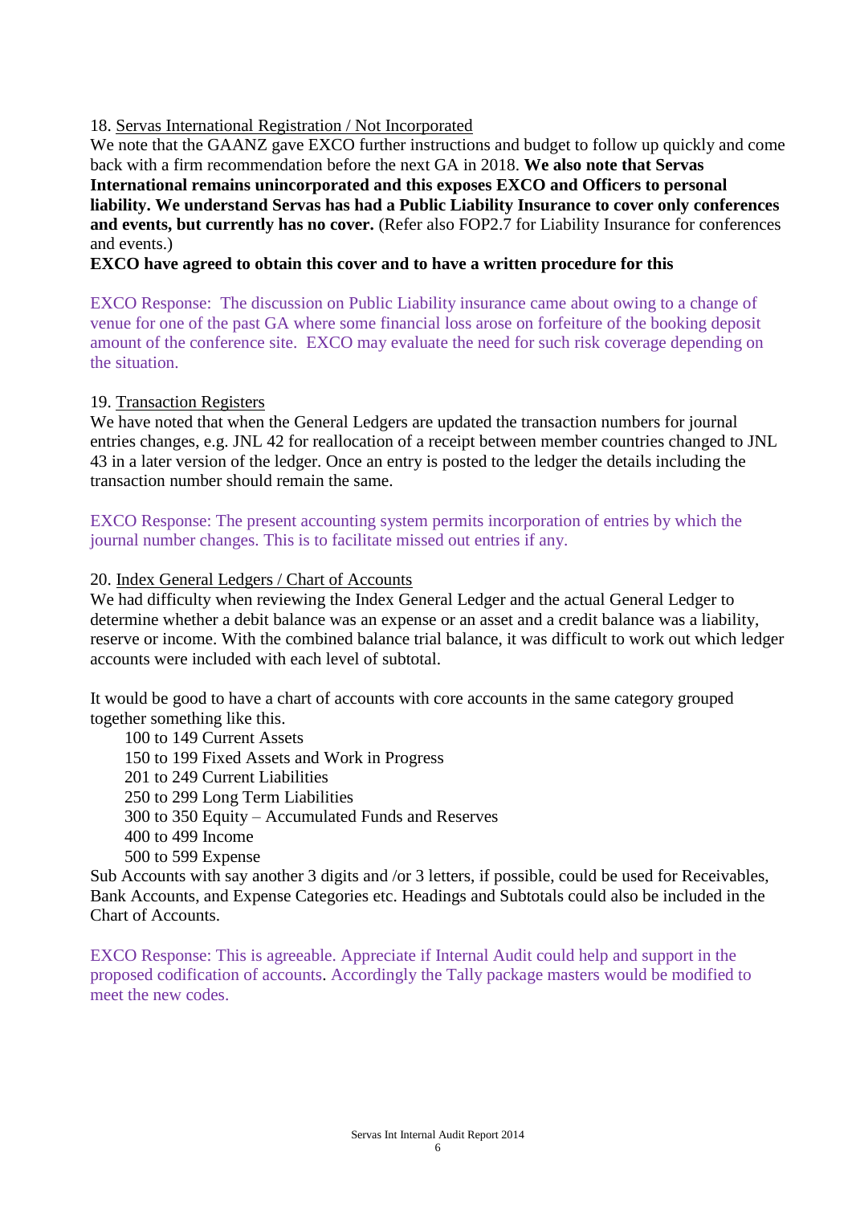18. Servas International Registration / Not Incorporated

We note that the GAANZ gave EXCO further instructions and budget to follow up quickly and come back with a firm recommendation before the next GA in 2018. **We also note that Servas International remains unincorporated and this exposes EXCO and Officers to personal liability. We understand Servas has had a Public Liability Insurance to cover only conferences and events, but currently has no cover.** (Refer also FOP2.7 for Liability Insurance for conferences and events.)

**EXCO have agreed to obtain this cover and to have a written procedure for this**

EXCO Response: The discussion on Public Liability insurance came about owing to a change of venue for one of the past GA where some financial loss arose on forfeiture of the booking deposit amount of the conference site. EXCO may evaluate the need for such risk coverage depending on the situation.

19. Transaction Registers

We have noted that when the General Ledgers are updated the transaction numbers for journal entries changes, e.g. JNL 42 for reallocation of a receipt between member countries changed to JNL 43 in a later version of the ledger. Once an entry is posted to the ledger the details including the transaction number should remain the same.

EXCO Response: The present accounting system permits incorporation of entries by which the journal number changes. This is to facilitate missed out entries if any.

20. Index General Ledgers / Chart of Accounts

We had difficulty when reviewing the Index General Ledger and the actual General Ledger to determine whether a debit balance was an expense or an asset and a credit balance was a liability, reserve or income. With the combined balance trial balance, it was difficult to work out which ledger accounts were included with each level of subtotal.

It would be good to have a chart of accounts with core accounts in the same category grouped together something like this.

- 100 to 149 Current Assets
- 150 to 199 Fixed Assets and Work in Progress
- 201 to 249 Current Liabilities
- 250 to 299 Long Term Liabilities
- 300 to 350 Equity – Accumulated Funds and Reserves
- 400 to 499 Income
- 500 to 599 Expense

Sub Accounts with say another 3 digits and /or 3 letters, if possible, could be used for Receivables, Bank Accounts, and Expense Categories etc. Headings and Subtotals could also be included in the Chart of Accounts.

EXCO Response: This is agreeable. Appreciate if Internal Audit could help and support in the proposed codification of accounts. Accordingly the Tally package masters would be modified to meet the new codes.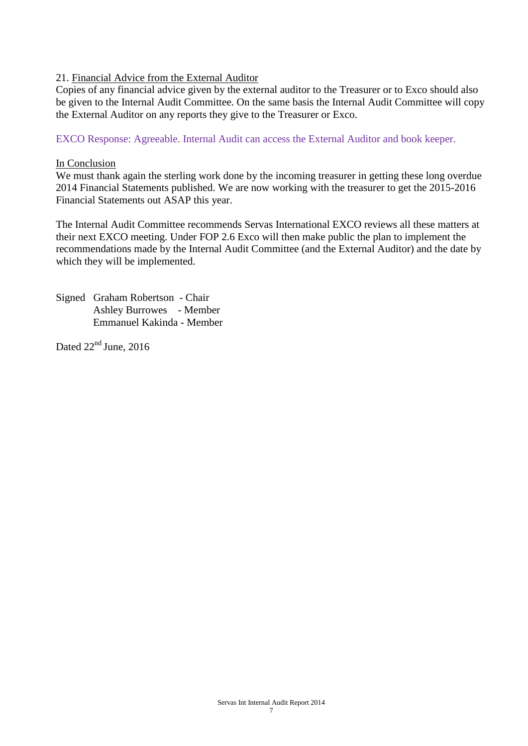21. Financial Advice from the External Auditor

Copies of any financial advice given by the external auditor to the Treasurer or to Exco should also be given to the Internal Audit Committee. On the same basis the Internal Audit Committee will copy the External Auditor on any reports they give to the Treasurer or Exco.

EXCO Response: Agreeable. Internal Audit can access the External Auditor and book keeper.

In Conclusion

We must thank again the sterling work done by the incoming treasurer in getting these long overdue 2014 Financial Statements published. We are now working with the treasurer to get the 2015-2016 Financial Statements out ASAP this year.

The Internal Audit Committee recommends Servas International EXCO reviews all these matters at their next EXCO meeting. Under FOP 2.6 Exco will then make public the plan to implement the recommendations made by the Internal Audit Committee (and the External Auditor) and the date by which they will be implemented.

Signed Graham Robertson - Chair
Ashley Burrowes - Member
Emmanuel Kakinda - Member

Dated 22nd June, 2016